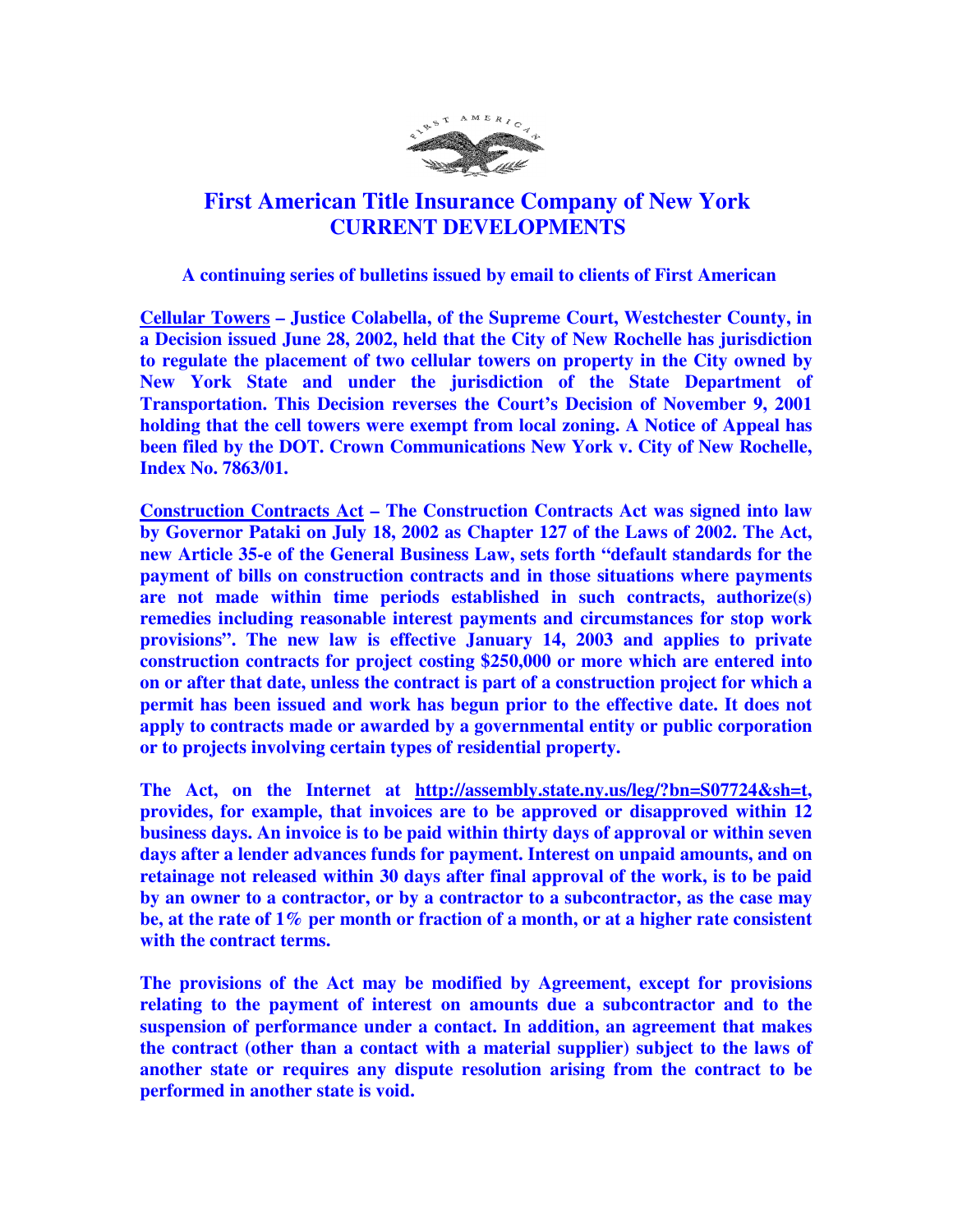# First American Title Insurance Company of New York
# CURRENT DEVELOPMENTS

**A continuing series of bulletins issued by email to clients of First American**

**Cellular Towers – Justice Colabella, of the Supreme Court, Westchester County, in a Decision issued June 28, 2002, held that the City of New Rochelle has jurisdiction to regulate the placement of two cellular towers on property in the City owned by New York State and under the jurisdiction of the State Department of Transportation. This Decision reverses the Court's Decision of November 9, 2001 holding that the cell towers were exempt from local zoning. A Notice of Appeal has been filed by the DOT. Crown Communications New York v. City of New Rochelle, Index No. 7863/01.**

**Construction Contracts Act – The Construction Contracts Act was signed into law by Governor Pataki on July 18, 2002 as Chapter 127 of the Laws of 2002. The Act, new Article 35-e of the General Business Law, sets forth "default standards for the payment of bills on construction contracts and in those situations where payments are not made within time periods established in such contracts, authorize(s) remedies including reasonable interest payments and circumstances for stop work provisions". The new law is effective January 14, 2003 and applies to private construction contracts for project costing $250,000 or more which are entered into on or after that date, unless the contract is part of a construction project for which a permit has been issued and work has begun prior to the effective date. It does not apply to contracts made or awarded by a governmental entity or public corporation or to projects involving certain types of residential property.**

**The Act, on the Internet at http://assembly.state.ny.us/leg/?bn=S07724&sh=t, provides, for example, that invoices are to be approved or disapproved within 12 business days. An invoice is to be paid within thirty days of approval or within seven days after a lender advances funds for payment. Interest on unpaid amounts, and on retainage not released within 30 days after final approval of the work, is to be paid by an owner to a contractor, or by a contractor to a subcontractor, as the case may be, at the rate of 1% per month or fraction of a month, or at a higher rate consistent with the contract terms.**

**The provisions of the Act may be modified by Agreement, except for provisions relating to the payment of interest on amounts due a subcontractor and to the suspension of performance under a contact. In addition, an agreement that makes the contract (other than a contact with a material supplier) subject to the laws of another state or requires any dispute resolution arising from the contract to be performed in another state is void.**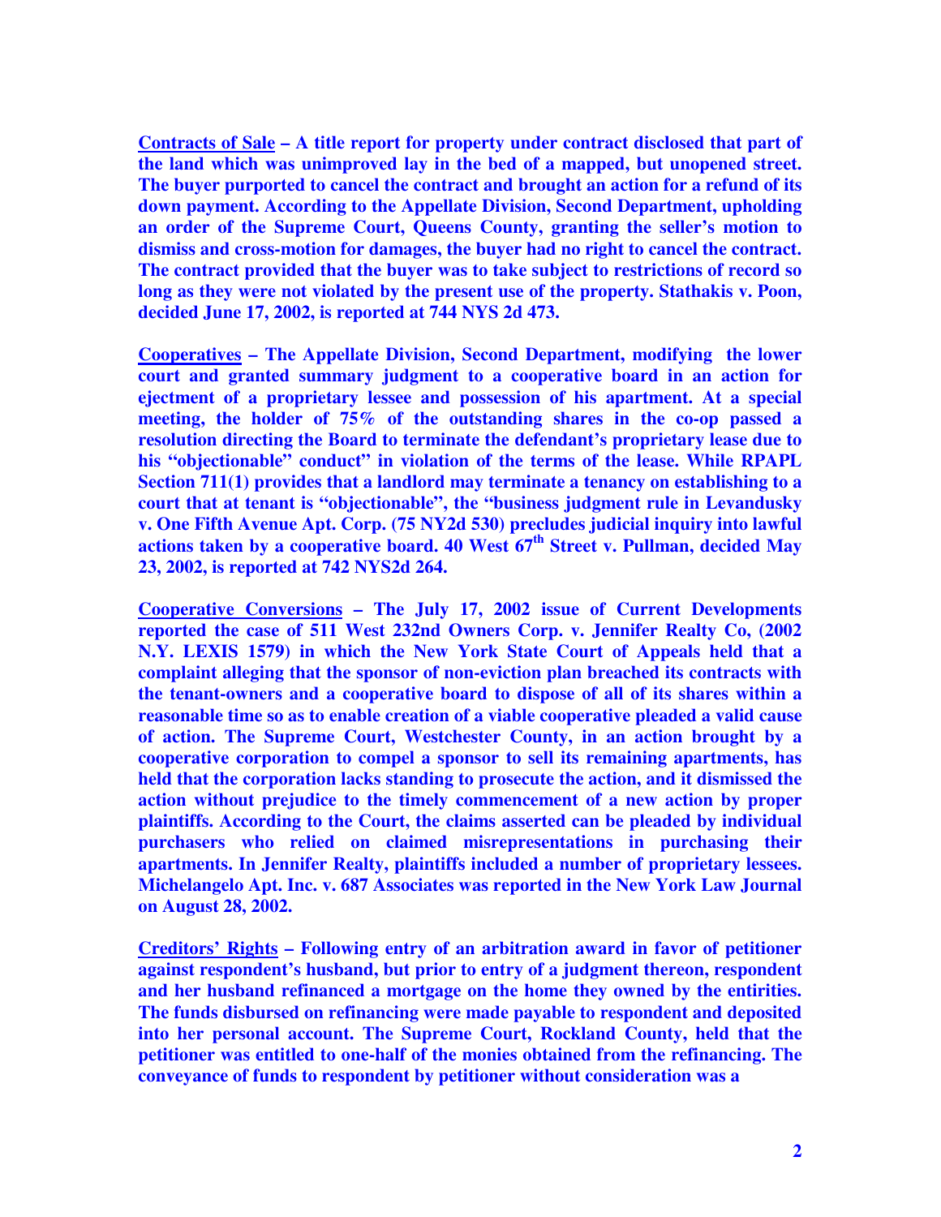**Contracts of Sale – A title report for property under contract disclosed that part of the land which was unimproved lay in the bed of a mapped, but unopened street. The buyer purported to cancel the contract and brought an action for a refund of its down payment. According to the Appellate Division, Second Department, upholding an order of the Supreme Court, Queens County, granting the seller's motion to dismiss and cross-motion for damages, the buyer had no right to cancel the contract. The contract provided that the buyer was to take subject to restrictions of record so long as they were not violated by the present use of the property. Stathakis v. Poon, decided June 17, 2002, is reported at 744 NYS 2d 473.**

**Cooperatives – The Appellate Division, Second Department, modifying the lower court and granted summary judgment to a cooperative board in an action for ejectment of a proprietary lessee and possession of his apartment. At a special meeting, the holder of 75% of the outstanding shares in the co-op passed a resolution directing the Board to terminate the defendant's proprietary lease due to his "objectionable" conduct" in violation of the terms of the lease. While RPAPL Section 711(1) provides that a landlord may terminate a tenancy on establishing to a court that at tenant is "objectionable", the "business judgment rule in Levandusky v. One Fifth Avenue Apt. Corp. (75 NY2d 530) precludes judicial inquiry into lawful actions taken by a cooperative board. 40 West 67th Street v. Pullman, decided May 23, 2002, is reported at 742 NYS2d 264.**

**Cooperative Conversions – The July 17, 2002 issue of Current Developments reported the case of 511 West 232nd Owners Corp. v. Jennifer Realty Co, (2002 N.Y. LEXIS 1579) in which the New York State Court of Appeals held that a complaint alleging that the sponsor of non-eviction plan breached its contracts with the tenant-owners and a cooperative board to dispose of all of its shares within a reasonable time so as to enable creation of a viable cooperative pleaded a valid cause of action. The Supreme Court, Westchester County, in an action brought by a cooperative corporation to compel a sponsor to sell its remaining apartments, has held that the corporation lacks standing to prosecute the action, and it dismissed the action without prejudice to the timely commencement of a new action by proper plaintiffs. According to the Court, the claims asserted can be pleaded by individual purchasers who relied on claimed misrepresentations in purchasing their apartments. In Jennifer Realty, plaintiffs included a number of proprietary lessees. Michelangelo Apt. Inc. v. 687 Associates was reported in the New York Law Journal on August 28, 2002.**

**Creditors' Rights – Following entry of an arbitration award in favor of petitioner against respondent's husband, but prior to entry of a judgment thereon, respondent and her husband refinanced a mortgage on the home they owned by the entirities. The funds disbursed on refinancing were made payable to respondent and deposited into her personal account. The Supreme Court, Rockland County, held that the petitioner was entitled to one-half of the monies obtained from the refinancing. The conveyance of funds to respondent by petitioner without consideration was a**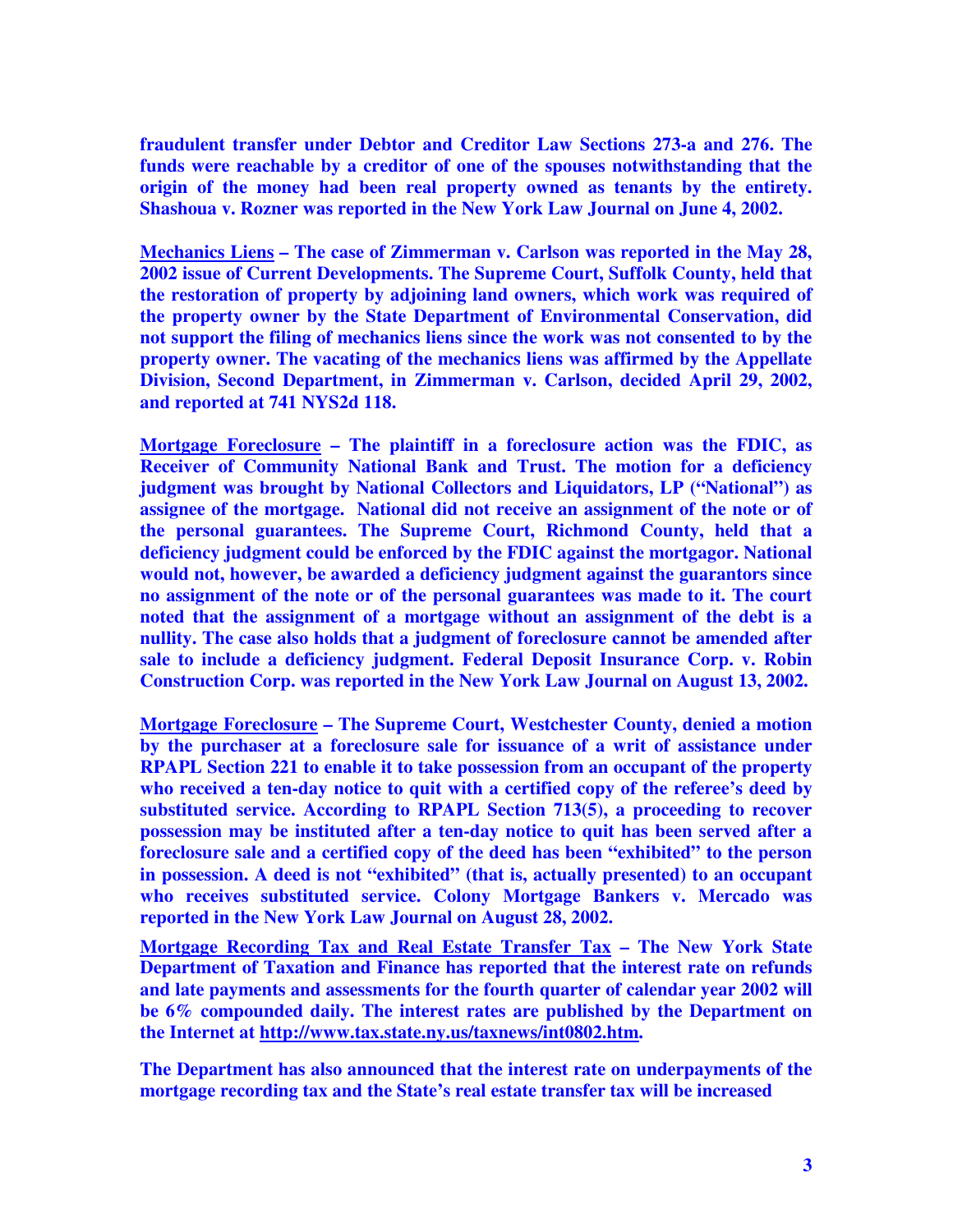**fraudulent transfer under Debtor and Creditor Law Sections 273-a and 276. The funds were reachable by a creditor of one of the spouses notwithstanding that the origin of the money had been real property owned as tenants by the entirety. Shashoua v. Rozner was reported in the New York Law Journal on June 4, 2002.**

**<u>Mechanics Liens</u> – The case of Zimmerman v. Carlson was reported in the May 28, 2002 issue of Current Developments. The Supreme Court, Suffolk County, held that the restoration of property by adjoining land owners, which work was required of the property owner by the State Department of Environmental Conservation, did not support the filing of mechanics liens since the work was not consented to by the property owner. The vacating of the mechanics liens was affirmed by the Appellate Division, Second Department, in Zimmerman v. Carlson, decided April 29, 2002, and reported at 741 NYS2d 118.**

**<u>Mortgage Foreclosure</u> – The plaintiff in a foreclosure action was the FDIC, as Receiver of Community National Bank and Trust. The motion for a deficiency judgment was brought by National Collectors and Liquidators, LP ("National") as assignee of the mortgage. National did not receive an assignment of the note or of the personal guarantees. The Supreme Court, Richmond County, held that a deficiency judgment could be enforced by the FDIC against the mortgagor. National would not, however, be awarded a deficiency judgment against the guarantors since no assignment of the note or of the personal guarantees was made to it. The court noted that the assignment of a mortgage without an assignment of the debt is a nullity. The case also holds that a judgment of foreclosure cannot be amended after sale to include a deficiency judgment. Federal Deposit Insurance Corp. v. Robin Construction Corp. was reported in the New York Law Journal on August 13, 2002.**

**<u>Mortgage Foreclosure</u> – The Supreme Court, Westchester County, denied a motion by the purchaser at a foreclosure sale for issuance of a writ of assistance under RPAPL Section 221 to enable it to take possession from an occupant of the property who received a ten-day notice to quit with a certified copy of the referee's deed by substituted service. According to RPAPL Section 713(5), a proceeding to recover possession may be instituted after a ten-day notice to quit has been served after a foreclosure sale and a certified copy of the deed has been "exhibited" to the person in possession. A deed is not "exhibited" (that is, actually presented) to an occupant who receives substituted service. Colony Mortgage Bankers v. Mercado was reported in the New York Law Journal on August 28, 2002.**

**<u>Mortgage Recording Tax and Real Estate Transfer Tax</u> – The New York State Department of Taxation and Finance has reported that the interest rate on refunds and late payments and assessments for the fourth quarter of calendar year 2002 will be 6% compounded daily. The interest rates are published by the Department on the Internet at <u>http://www.tax.state.ny.us/taxnews/int0802.htm</u>.**

**The Department has also announced that the interest rate on underpayments of the mortgage recording tax and the State's real estate transfer tax will be increased**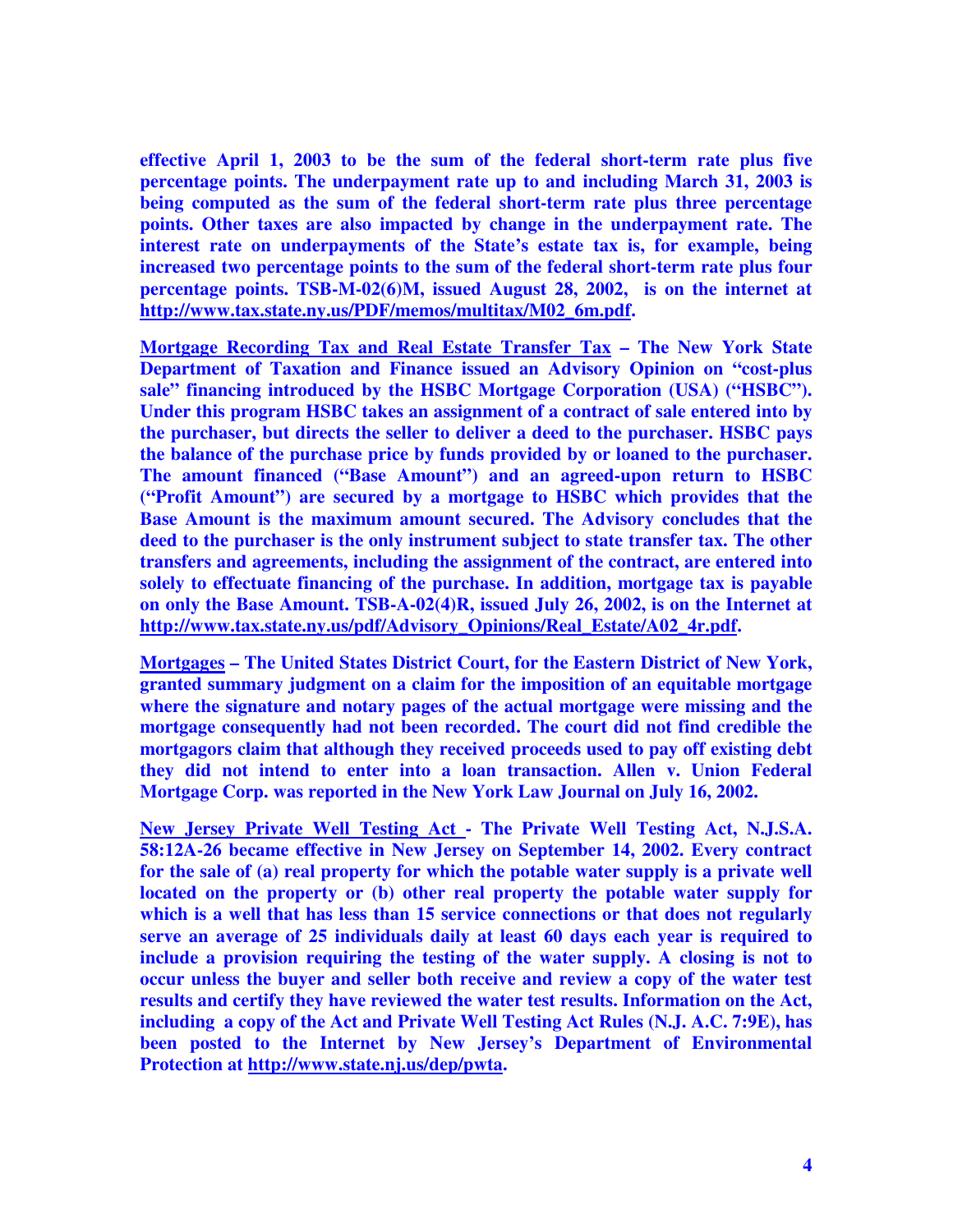**effective April 1, 2003 to be the sum of the federal short-term rate plus five percentage points. The underpayment rate up to and including March 31, 2003 is being computed as the sum of the federal short-term rate plus three percentage points. Other taxes are also impacted by change in the underpayment rate. The interest rate on underpayments of the State's estate tax is, for example, being increased two percentage points to the sum of the federal short-term rate plus four percentage points. TSB-M-02(6)M, issued August 28, 2002, is on the internet at http://www.tax.state.ny.us/PDF/memos/multitax/M02_6m.pdf.**

**Mortgage Recording Tax and Real Estate Transfer Tax – The New York State Department of Taxation and Finance issued an Advisory Opinion on "cost-plus sale" financing introduced by the HSBC Mortgage Corporation (USA) ("HSBC"). Under this program HSBC takes an assignment of a contract of sale entered into by the purchaser, but directs the seller to deliver a deed to the purchaser. HSBC pays the balance of the purchase price by funds provided by or loaned to the purchaser. The amount financed ("Base Amount") and an agreed-upon return to HSBC ("Profit Amount") are secured by a mortgage to HSBC which provides that the Base Amount is the maximum amount secured. The Advisory concludes that the deed to the purchaser is the only instrument subject to state transfer tax. The other transfers and agreements, including the assignment of the contract, are entered into solely to effectuate financing of the purchase. In addition, mortgage tax is payable on only the Base Amount. TSB-A-02(4)R, issued July 26, 2002, is on the Internet at http://www.tax.state.ny.us/pdf/Advisory_Opinions/Real_Estate/A02_4r.pdf.**

**Mortgages – The United States District Court, for the Eastern District of New York, granted summary judgment on a claim for the imposition of an equitable mortgage where the signature and notary pages of the actual mortgage were missing and the mortgage consequently had not been recorded. The court did not find credible the mortgagors claim that although they received proceeds used to pay off existing debt they did not intend to enter into a loan transaction. Allen v. Union Federal Mortgage Corp. was reported in the New York Law Journal on July 16, 2002.**

**New Jersey Private Well Testing Act - The Private Well Testing Act, N.J.S.A. 58:12A-26 became effective in New Jersey on September 14, 2002. Every contract for the sale of (a) real property for which the potable water supply is a private well located on the property or (b) other real property the potable water supply for which is a well that has less than 15 service connections or that does not regularly serve an average of 25 individuals daily at least 60 days each year is required to include a provision requiring the testing of the water supply. A closing is not to occur unless the buyer and seller both receive and review a copy of the water test results and certify they have reviewed the water test results. Information on the Act, including a copy of the Act and Private Well Testing Act Rules (N.J. A.C. 7:9E), has been posted to the Internet by New Jersey's Department of Environmental Protection at http://www.state.nj.us/dep/pwta.**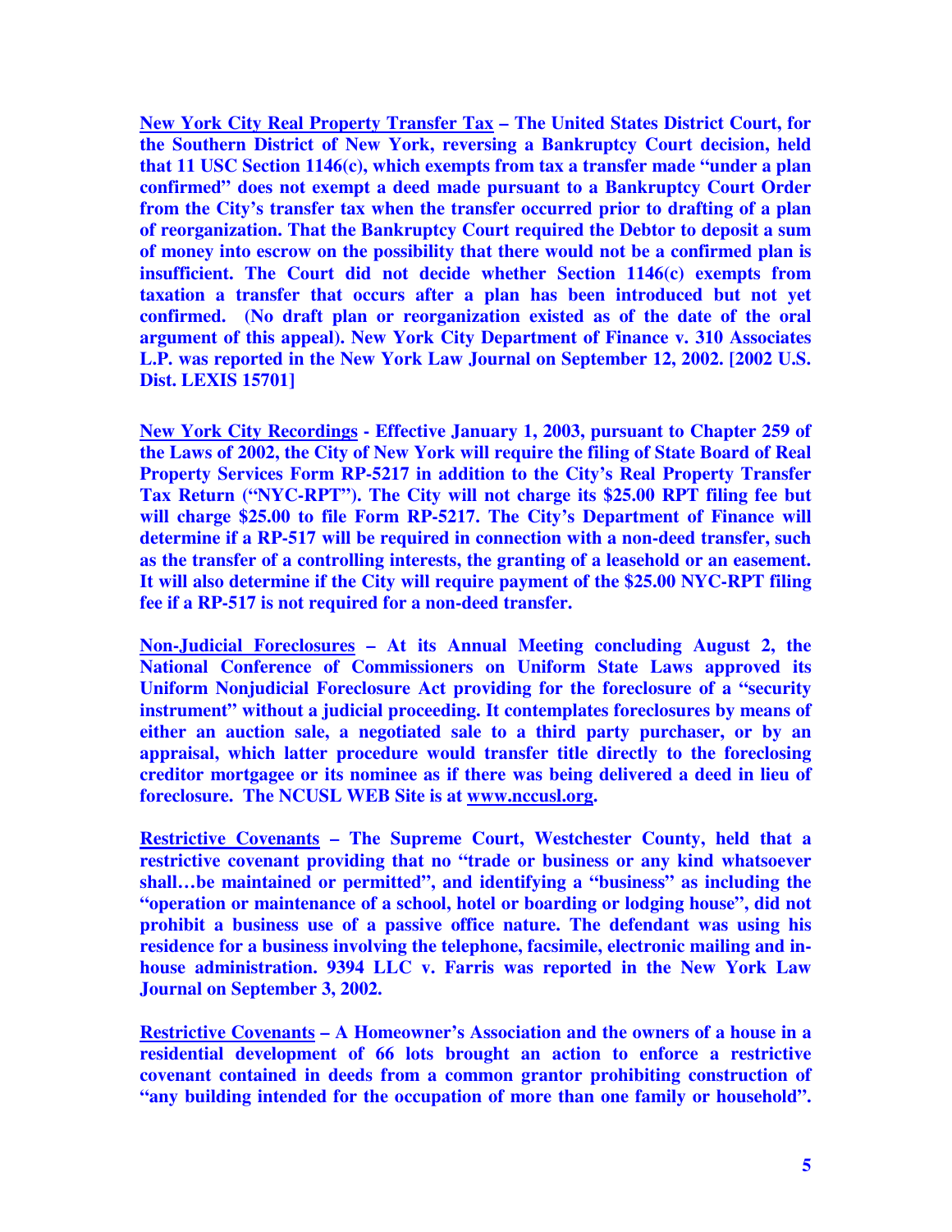**New York City Real Property Transfer Tax – The United States District Court, for the Southern District of New York, reversing a Bankruptcy Court decision, held that 11 USC Section 1146(c), which exempts from tax a transfer made "under a plan confirmed" does not exempt a deed made pursuant to a Bankruptcy Court Order from the City's transfer tax when the transfer occurred prior to drafting of a plan of reorganization. That the Bankruptcy Court required the Debtor to deposit a sum of money into escrow on the possibility that there would not be a confirmed plan is insufficient. The Court did not decide whether Section 1146(c) exempts from taxation a transfer that occurs after a plan has been introduced but not yet confirmed. (No draft plan or reorganization existed as of the date of the oral argument of this appeal). New York City Department of Finance v. 310 Associates L.P. was reported in the New York Law Journal on September 12, 2002. [2002 U.S. Dist. LEXIS 15701]**

**New York City Recordings - Effective January 1, 2003, pursuant to Chapter 259 of the Laws of 2002, the City of New York will require the filing of State Board of Real Property Services Form RP-5217 in addition to the City's Real Property Transfer Tax Return ("NYC-RPT"). The City will not charge its $25.00 RPT filing fee but will charge $25.00 to file Form RP-5217. The City's Department of Finance will determine if a RP-517 will be required in connection with a non-deed transfer, such as the transfer of a controlling interests, the granting of a leasehold or an easement. It will also determine if the City will require payment of the $25.00 NYC-RPT filing fee if a RP-517 is not required for a non-deed transfer.**

**Non-Judicial Foreclosures – At its Annual Meeting concluding August 2, the National Conference of Commissioners on Uniform State Laws approved its Uniform Nonjudicial Foreclosure Act providing for the foreclosure of a "security instrument" without a judicial proceeding. It contemplates foreclosures by means of either an auction sale, a negotiated sale to a third party purchaser, or by an appraisal, which latter procedure would transfer title directly to the foreclosing creditor mortgagee or its nominee as if there was being delivered a deed in lieu of foreclosure. The NCUSL WEB Site is at www.nccusl.org.**

**Restrictive Covenants – The Supreme Court, Westchester County, held that a restrictive covenant providing that no "trade or business or any kind whatsoever shall…be maintained or permitted", and identifying a "business" as including the "operation or maintenance of a school, hotel or boarding or lodging house", did not prohibit a business use of a passive office nature. The defendant was using his residence for a business involving the telephone, facsimile, electronic mailing and in-house administration. 9394 LLC v. Farris was reported in the New York Law Journal on September 3, 2002.**

**Restrictive Covenants – A Homeowner's Association and the owners of a house in a residential development of 66 lots brought an action to enforce a restrictive covenant contained in deeds from a common grantor prohibiting construction of "any building intended for the occupation of more than one family or household".**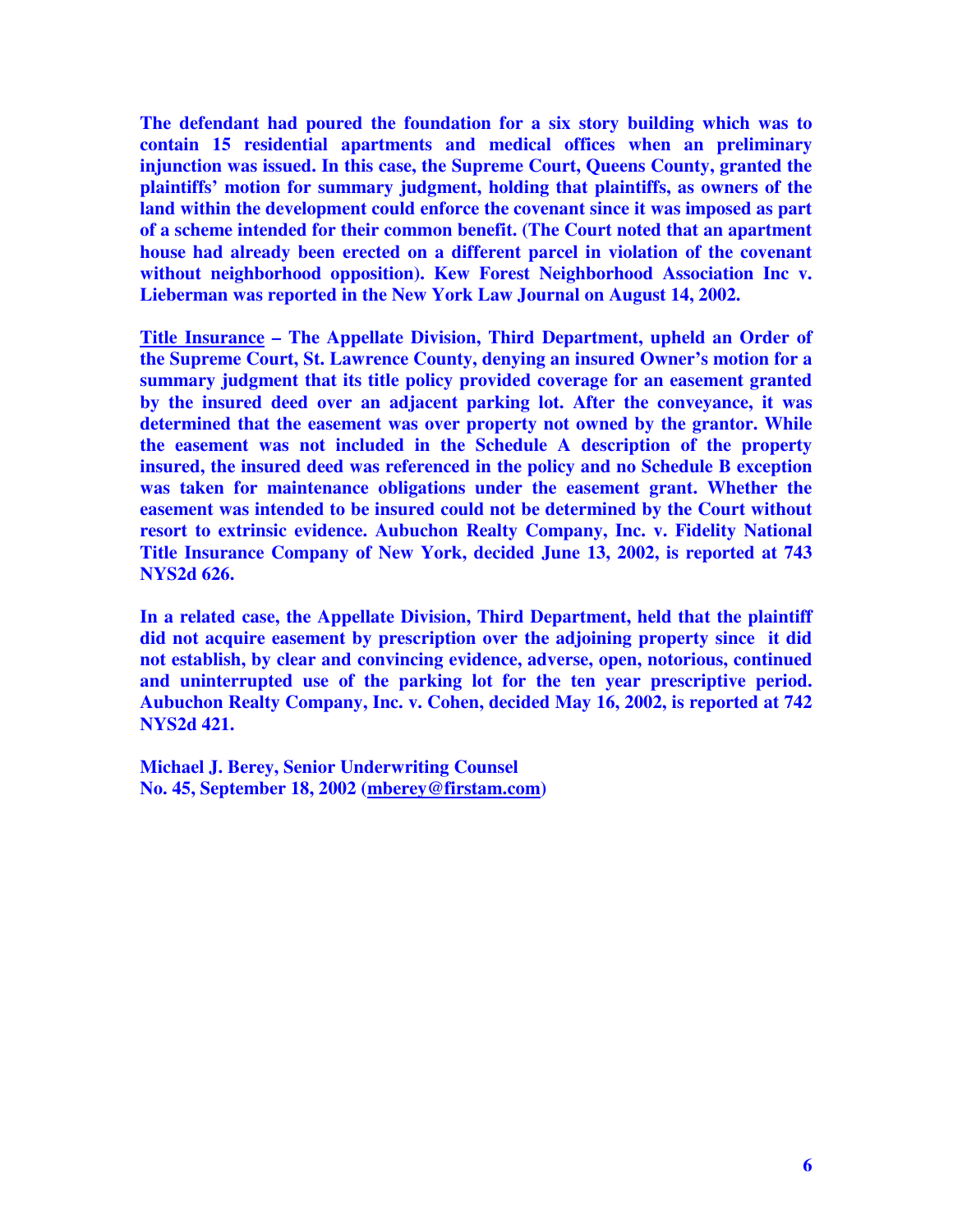**The defendant had poured the foundation for a six story building which was to contain 15 residential apartments and medical offices when an preliminary injunction was issued. In this case, the Supreme Court, Queens County, granted the plaintiffs' motion for summary judgment, holding that plaintiffs, as owners of the land within the development could enforce the covenant since it was imposed as part of a scheme intended for their common benefit. (The Court noted that an apartment house had already been erected on a different parcel in violation of the covenant without neighborhood opposition). Kew Forest Neighborhood Association Inc v. Lieberman was reported in the New York Law Journal on August 14, 2002.**

**<u>Title Insurance</u> – The Appellate Division, Third Department, upheld an Order of the Supreme Court, St. Lawrence County, denying an insured Owner's motion for a summary judgment that its title policy provided coverage for an easement granted by the insured deed over an adjacent parking lot. After the conveyance, it was determined that the easement was over property not owned by the grantor. While the easement was not included in the Schedule A description of the property insured, the insured deed was referenced in the policy and no Schedule B exception was taken for maintenance obligations under the easement grant. Whether the easement was intended to be insured could not be determined by the Court without resort to extrinsic evidence. Aubuchon Realty Company, Inc. v. Fidelity National Title Insurance Company of New York, decided June 13, 2002, is reported at 743 NYS2d 626.**

**In a related case, the Appellate Division, Third Department, held that the plaintiff did not acquire easement by prescription over the adjoining property since it did not establish, by clear and convincing evidence, adverse, open, notorious, continued and uninterrupted use of the parking lot for the ten year prescriptive period. Aubuchon Realty Company, Inc. v. Cohen, decided May 16, 2002, is reported at 742 NYS2d 421.**

**Michael J. Berey, Senior Underwriting Counsel**
**No. 45, September 18, 2002 (<u>mberey@firstam.com</u>)**